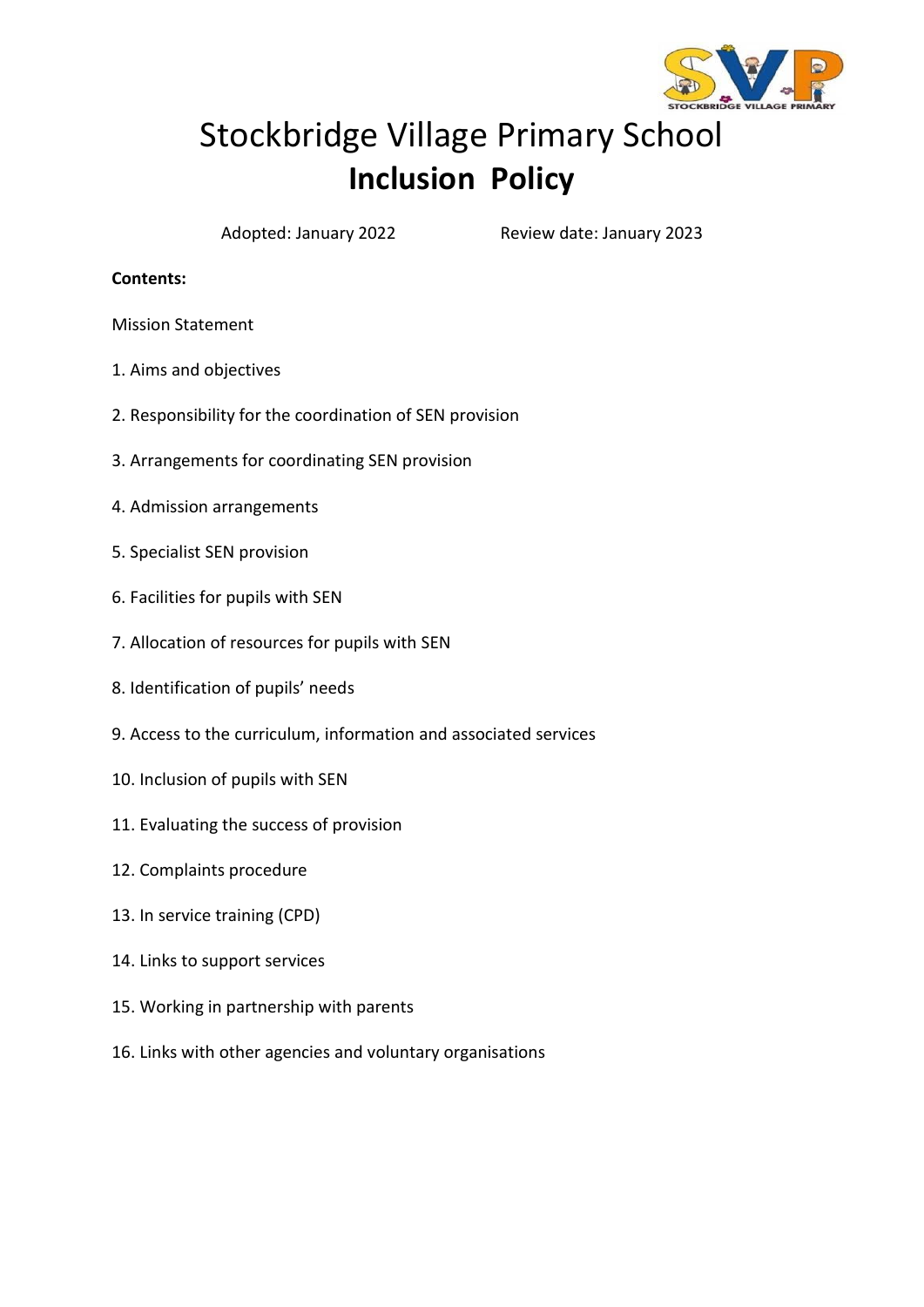# Stockbridge Village Primary School
## Inclusion Policy

Adopted: January 2022 Review date: January 2023

**Contents:**

Mission Statement

1. Aims and objectives
2. Responsibility for the coordination of SEN provision
3. Arrangements for coordinating SEN provision
4. Admission arrangements
5. Specialist SEN provision
6. Facilities for pupils with SEN
7. Allocation of resources for pupils with SEN
8. Identification of pupils' needs
9. Access to the curriculum, information and associated services
10. Inclusion of pupils with SEN
11. Evaluating the success of provision
12. Complaints procedure
13. In service training (CPD)
14. Links to support services
15. Working in partnership with parents
16. Links with other agencies and voluntary organisations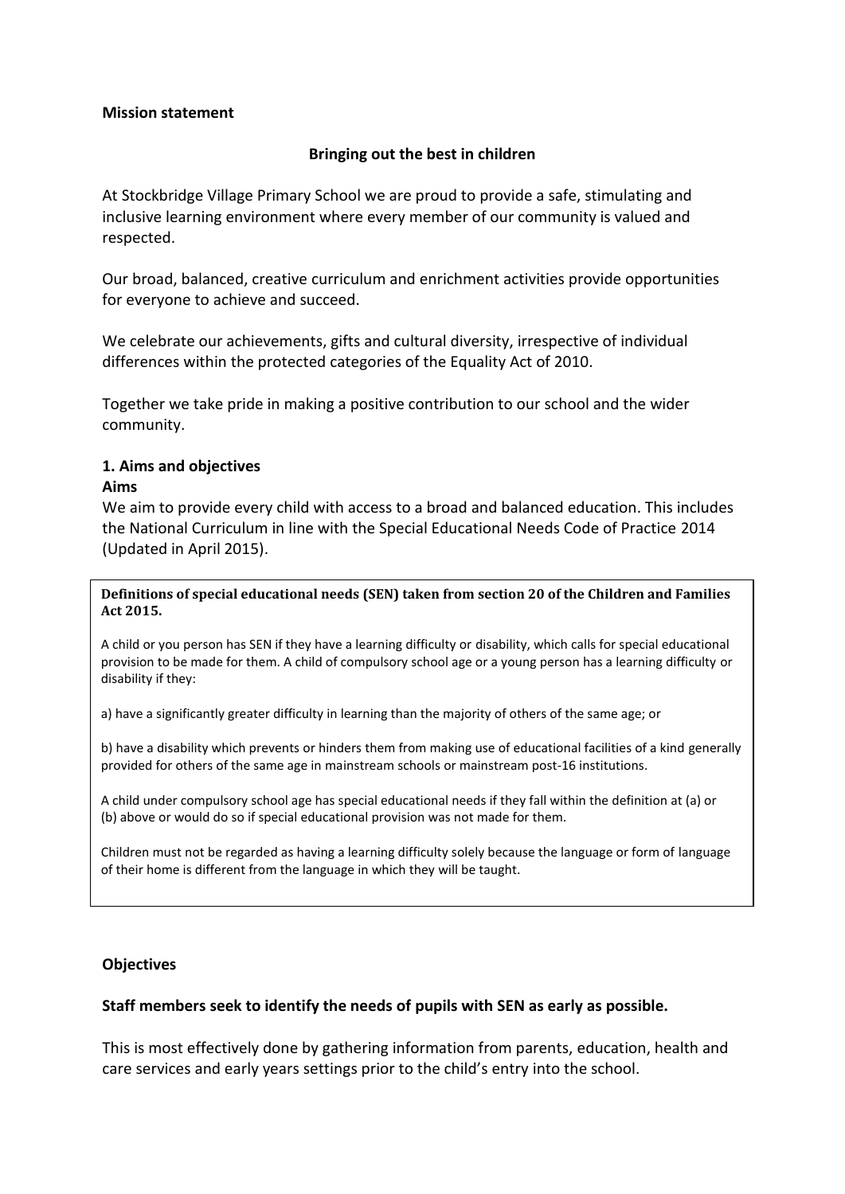**Mission statement**

**Bringing out the best in children**

At Stockbridge Village Primary School we are proud to provide a safe, stimulating and inclusive learning environment where every member of our community is valued and respected.

Our broad, balanced, creative curriculum and enrichment activities provide opportunities for everyone to achieve and succeed.

We celebrate our achievements, gifts and cultural diversity, irrespective of individual differences within the protected categories of the Equality Act of 2010.

Together we take pride in making a positive contribution to our school and the wider community.

## 1. Aims and objectives

**Aims**

We aim to provide every child with access to a broad and balanced education. This includes the National Curriculum in line with the Special Educational Needs Code of Practice 2014 (Updated in April 2015).

> **Definitions of special educational needs (SEN) taken from section 20 of the Children and Families Act 2015.**
>
> A child or you person has SEN if they have a learning difficulty or disability, which calls for special educational provision to be made for them. A child of compulsory school age or a young person has a learning difficulty or disability if they:
>
> a) have a significantly greater difficulty in learning than the majority of others of the same age; or
>
> b) have a disability which prevents or hinders them from making use of educational facilities of a kind generally provided for others of the same age in mainstream schools or mainstream post-16 institutions.
>
> A child under compulsory school age has special educational needs if they fall within the definition at (a) or (b) above or would do so if special educational provision was not made for them.
>
> Children must not be regarded as having a learning difficulty solely because the language or form of language of their home is different from the language in which they will be taught.

**Objectives**

**Staff members seek to identify the needs of pupils with SEN as early as possible.**

This is most effectively done by gathering information from parents, education, health and care services and early years settings prior to the child's entry into the school.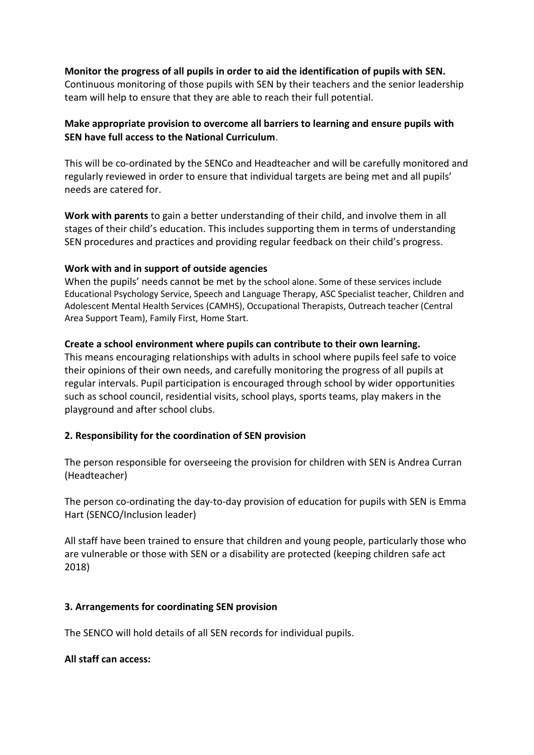**Monitor the progress of all pupils in order to aid the identification of pupils with SEN.**
Continuous monitoring of those pupils with SEN by their teachers and the senior leadership team will help to ensure that they are able to reach their full potential.

**Make appropriate provision to overcome all barriers to learning and ensure pupils with SEN have full access to the National Curriculum**.

This will be co-ordinated by the SENCo and Headteacher and will be carefully monitored and regularly reviewed in order to ensure that individual targets are being met and all pupils' needs are catered for.

**Work with parents** to gain a better understanding of their child, and involve them in all stages of their child's education. This includes supporting them in terms of understanding SEN procedures and practices and providing regular feedback on their child's progress.

**Work with and in support of outside agencies**
When the pupils' needs cannot be met by the school alone. Some of these services include Educational Psychology Service, Speech and Language Therapy, ASC Specialist teacher, Children and Adolescent Mental Health Services (CAMHS), Occupational Therapists, Outreach teacher (Central Area Support Team), Family First, Home Start.

**Create a school environment where pupils can contribute to their own learning.**
This means encouraging relationships with adults in school where pupils feel safe to voice their opinions of their own needs, and carefully monitoring the progress of all pupils at regular intervals. Pupil participation is encouraged through school by wider opportunities such as school council, residential visits, school plays, sports teams, play makers in the playground and after school clubs.

## 2. Responsibility for the coordination of SEN provision

The person responsible for overseeing the provision for children with SEN is Andrea Curran (Headteacher)

The person co-ordinating the day-to-day provision of education for pupils with SEN is Emma Hart (SENCO/Inclusion leader)

All staff have been trained to ensure that children and young people, particularly those who are vulnerable or those with SEN or a disability are protected (keeping children safe act 2018)

## 3. Arrangements for coordinating SEN provision

The SENCO will hold details of all SEN records for individual pupils.

**All staff can access:**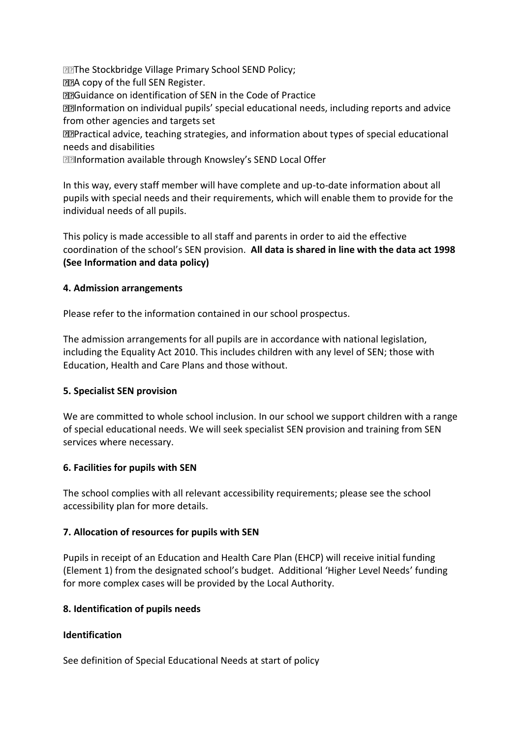- The Stockbridge Village Primary School SEND Policy;
- A copy of the full SEN Register.
- Guidance on identification of SEN in the Code of Practice
- Information on individual pupils' special educational needs, including reports and advice from other agencies and targets set
- Practical advice, teaching strategies, and information about types of special educational needs and disabilities
- Information available through Knowsley's SEND Local Offer

In this way, every staff member will have complete and up-to-date information about all pupils with special needs and their requirements, which will enable them to provide for the individual needs of all pupils.

This policy is made accessible to all staff and parents in order to aid the effective coordination of the school's SEN provision. **All data is shared in line with the data act 1998 (See Information and data policy)**

**4. Admission arrangements**

Please refer to the information contained in our school prospectus.

The admission arrangements for all pupils are in accordance with national legislation, including the Equality Act 2010. This includes children with any level of SEN; those with Education, Health and Care Plans and those without.

**5. Specialist SEN provision**

We are committed to whole school inclusion. In our school we support children with a range of special educational needs. We will seek specialist SEN provision and training from SEN services where necessary.

**6. Facilities for pupils with SEN**

The school complies with all relevant accessibility requirements; please see the school accessibility plan for more details.

**7. Allocation of resources for pupils with SEN**

Pupils in receipt of an Education and Health Care Plan (EHCP) will receive initial funding (Element 1) from the designated school's budget. Additional 'Higher Level Needs' funding for more complex cases will be provided by the Local Authority.

**8. Identification of pupils needs**

**Identification**

See definition of Special Educational Needs at start of policy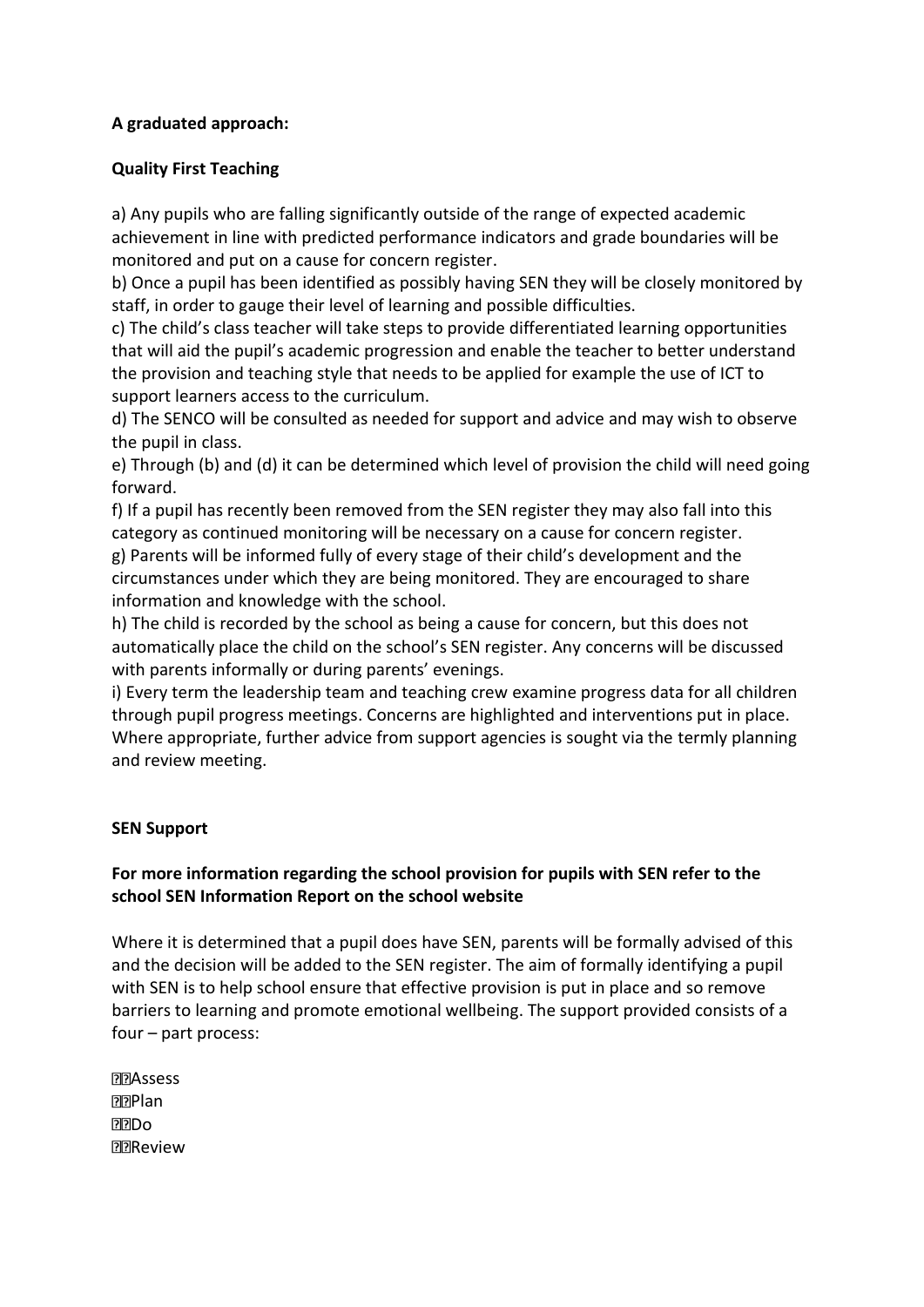**A graduated approach:**

**Quality First Teaching**

a) Any pupils who are falling significantly outside of the range of expected academic achievement in line with predicted performance indicators and grade boundaries will be monitored and put on a cause for concern register.
b) Once a pupil has been identified as possibly having SEN they will be closely monitored by staff, in order to gauge their level of learning and possible difficulties.
c) The child's class teacher will take steps to provide differentiated learning opportunities that will aid the pupil's academic progression and enable the teacher to better understand the provision and teaching style that needs to be applied for example the use of ICT to support learners access to the curriculum.
d) The SENCO will be consulted as needed for support and advice and may wish to observe the pupil in class.
e) Through (b) and (d) it can be determined which level of provision the child will need going forward.
f) If a pupil has recently been removed from the SEN register they may also fall into this category as continued monitoring will be necessary on a cause for concern register.
g) Parents will be informed fully of every stage of their child's development and the circumstances under which they are being monitored. They are encouraged to share information and knowledge with the school.
h) The child is recorded by the school as being a cause for concern, but this does not automatically place the child on the school's SEN register. Any concerns will be discussed with parents informally or during parents' evenings.
i) Every term the leadership team and teaching crew examine progress data for all children through pupil progress meetings. Concerns are highlighted and interventions put in place. Where appropriate, further advice from support agencies is sought via the termly planning and review meeting.

**SEN Support**

**For more information regarding the school provision for pupils with SEN refer to the school SEN Information Report on the school website**

Where it is determined that a pupil does have SEN, parents will be formally advised of this and the decision will be added to the SEN register. The aim of formally identifying a pupil with SEN is to help school ensure that effective provision is put in place and so remove barriers to learning and promote emotional wellbeing. The support provided consists of a four – part process:

- Assess
- Plan
- Do
- Review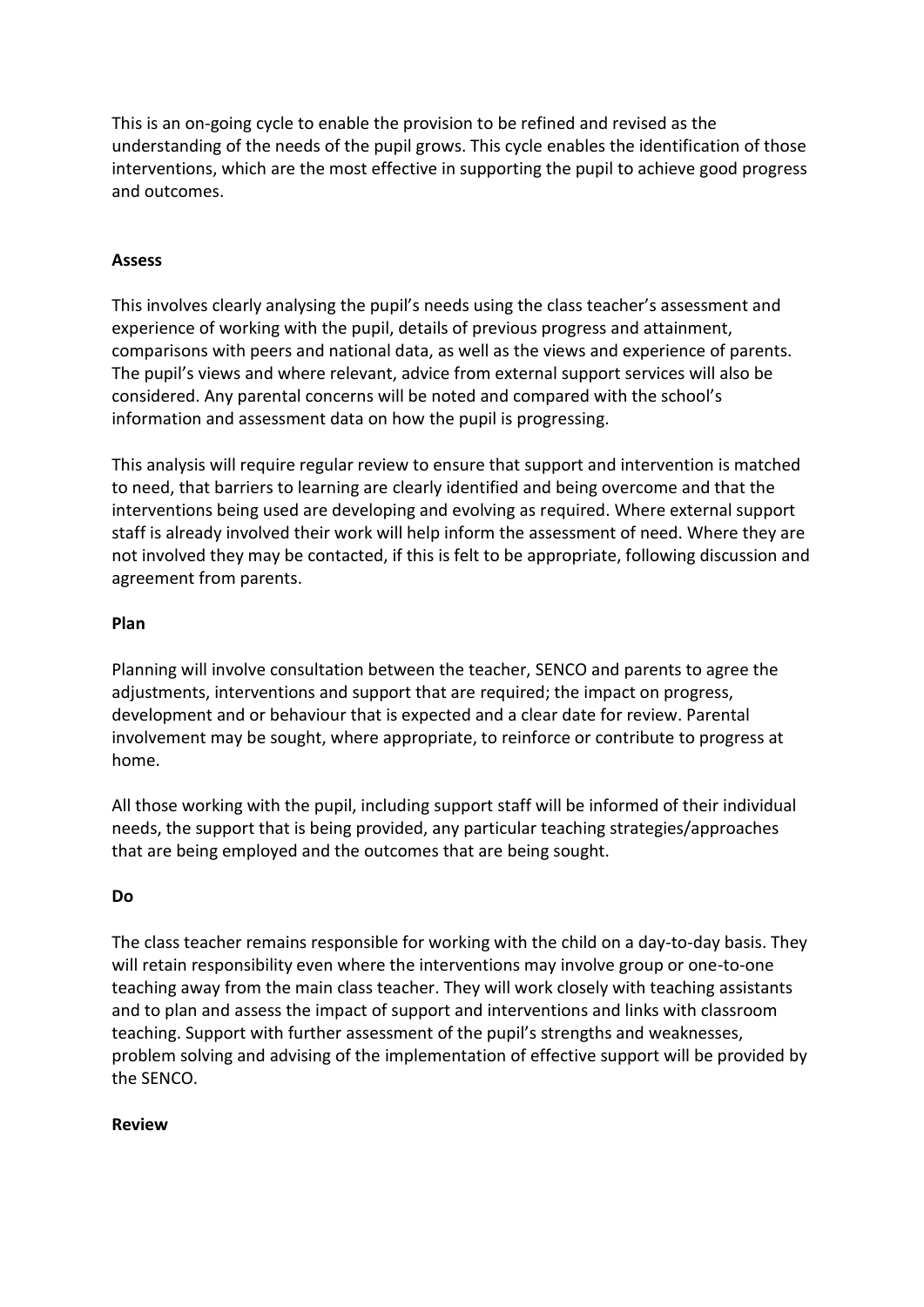This is an on-going cycle to enable the provision to be refined and revised as the understanding of the needs of the pupil grows. This cycle enables the identification of those interventions, which are the most effective in supporting the pupil to achieve good progress and outcomes.

**Assess**

This involves clearly analysing the pupil's needs using the class teacher's assessment and experience of working with the pupil, details of previous progress and attainment, comparisons with peers and national data, as well as the views and experience of parents. The pupil's views and where relevant, advice from external support services will also be considered. Any parental concerns will be noted and compared with the school's information and assessment data on how the pupil is progressing.

This analysis will require regular review to ensure that support and intervention is matched to need, that barriers to learning are clearly identified and being overcome and that the interventions being used are developing and evolving as required. Where external support staff is already involved their work will help inform the assessment of need. Where they are not involved they may be contacted, if this is felt to be appropriate, following discussion and agreement from parents.

**Plan**

Planning will involve consultation between the teacher, SENCO and parents to agree the adjustments, interventions and support that are required; the impact on progress, development and or behaviour that is expected and a clear date for review. Parental involvement may be sought, where appropriate, to reinforce or contribute to progress at home.

All those working with the pupil, including support staff will be informed of their individual needs, the support that is being provided, any particular teaching strategies/approaches that are being employed and the outcomes that are being sought.

**Do**

The class teacher remains responsible for working with the child on a day-to-day basis. They will retain responsibility even where the interventions may involve group or one-to-one teaching away from the main class teacher. They will work closely with teaching assistants and to plan and assess the impact of support and interventions and links with classroom teaching. Support with further assessment of the pupil's strengths and weaknesses, problem solving and advising of the implementation of effective support will be provided by the SENCO.

**Review**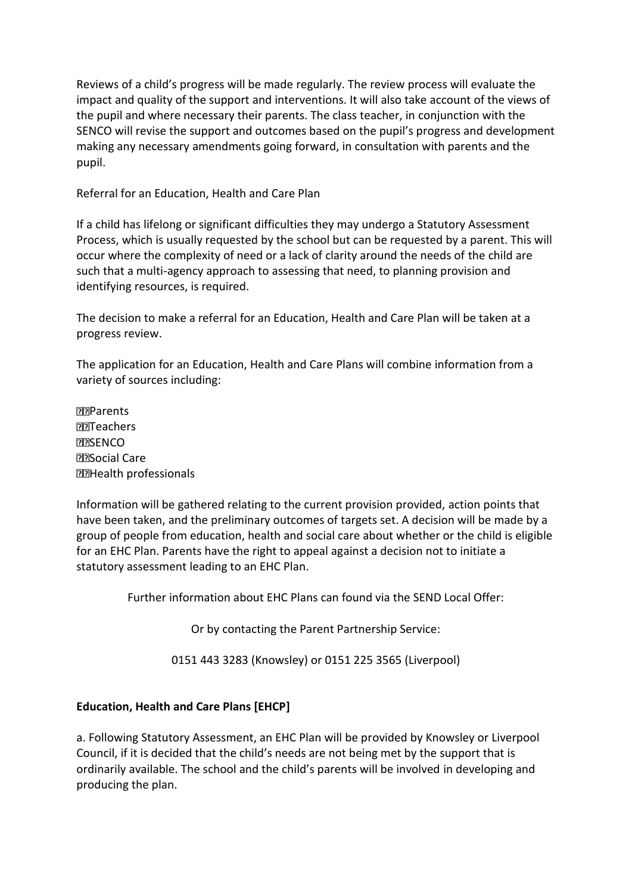Reviews of a child's progress will be made regularly. The review process will evaluate the impact and quality of the support and interventions. It will also take account of the views of the pupil and where necessary their parents. The class teacher, in conjunction with the SENCO will revise the support and outcomes based on the pupil's progress and development making any necessary amendments going forward, in consultation with parents and the pupil.

Referral for an Education, Health and Care Plan

If a child has lifelong or significant difficulties they may undergo a Statutory Assessment Process, which is usually requested by the school but can be requested by a parent. This will occur where the complexity of need or a lack of clarity around the needs of the child are such that a multi-agency approach to assessing that need, to planning provision and identifying resources, is required.

The decision to make a referral for an Education, Health and Care Plan will be taken at a progress review.

The application for an Education, Health and Care Plans will combine information from a variety of sources including:

- Parents
- Teachers
- SENCO
- Social Care
- Health professionals

Information will be gathered relating to the current provision provided, action points that have been taken, and the preliminary outcomes of targets set. A decision will be made by a group of people from education, health and social care about whether or the child is eligible for an EHC Plan. Parents have the right to appeal against a decision not to initiate a statutory assessment leading to an EHC Plan.

Further information about EHC Plans can found via the SEND Local Offer:

Or by contacting the Parent Partnership Service:

0151 443 3283 (Knowsley) or 0151 225 3565 (Liverpool)

**Education, Health and Care Plans [EHCP]**

a. Following Statutory Assessment, an EHC Plan will be provided by Knowsley or Liverpool Council, if it is decided that the child's needs are not being met by the support that is ordinarily available. The school and the child's parents will be involved in developing and producing the plan.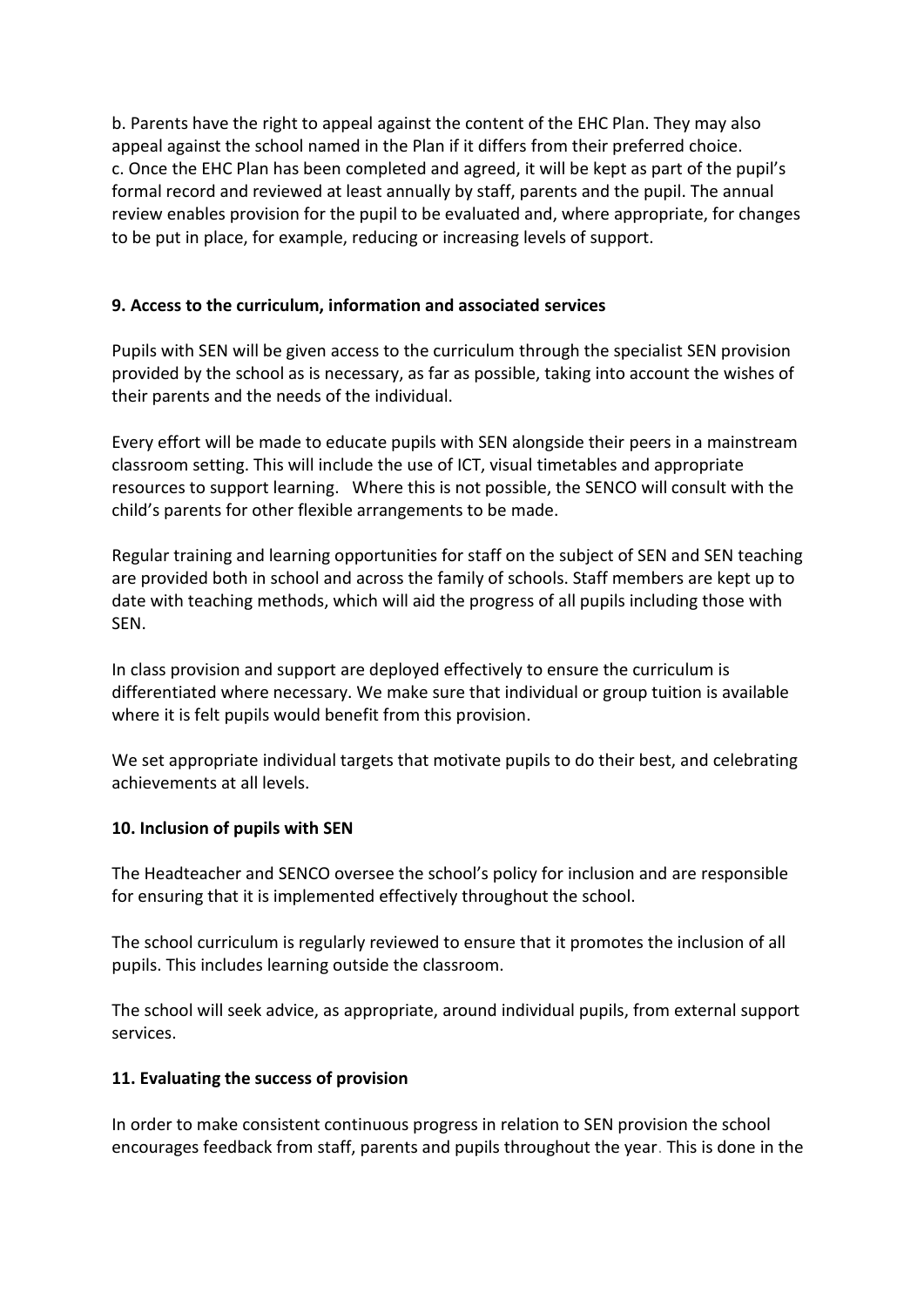b. Parents have the right to appeal against the content of the EHC Plan. They may also appeal against the school named in the Plan if it differs from their preferred choice.
c. Once the EHC Plan has been completed and agreed, it will be kept as part of the pupil's formal record and reviewed at least annually by staff, parents and the pupil. The annual review enables provision for the pupil to be evaluated and, where appropriate, for changes to be put in place, for example, reducing or increasing levels of support.

**9. Access to the curriculum, information and associated services**

Pupils with SEN will be given access to the curriculum through the specialist SEN provision provided by the school as is necessary, as far as possible, taking into account the wishes of their parents and the needs of the individual.

Every effort will be made to educate pupils with SEN alongside their peers in a mainstream classroom setting. This will include the use of ICT, visual timetables and appropriate resources to support learning. Where this is not possible, the SENCO will consult with the child's parents for other flexible arrangements to be made.

Regular training and learning opportunities for staff on the subject of SEN and SEN teaching are provided both in school and across the family of schools. Staff members are kept up to date with teaching methods, which will aid the progress of all pupils including those with SEN.

In class provision and support are deployed effectively to ensure the curriculum is differentiated where necessary. We make sure that individual or group tuition is available where it is felt pupils would benefit from this provision.

We set appropriate individual targets that motivate pupils to do their best, and celebrating achievements at all levels.

**10. Inclusion of pupils with SEN**

The Headteacher and SENCO oversee the school's policy for inclusion and are responsible for ensuring that it is implemented effectively throughout the school.

The school curriculum is regularly reviewed to ensure that it promotes the inclusion of all pupils. This includes learning outside the classroom.

The school will seek advice, as appropriate, around individual pupils, from external support services.

**11. Evaluating the success of provision**

In order to make consistent continuous progress in relation to SEN provision the school encourages feedback from staff, parents and pupils throughout the year. This is done in the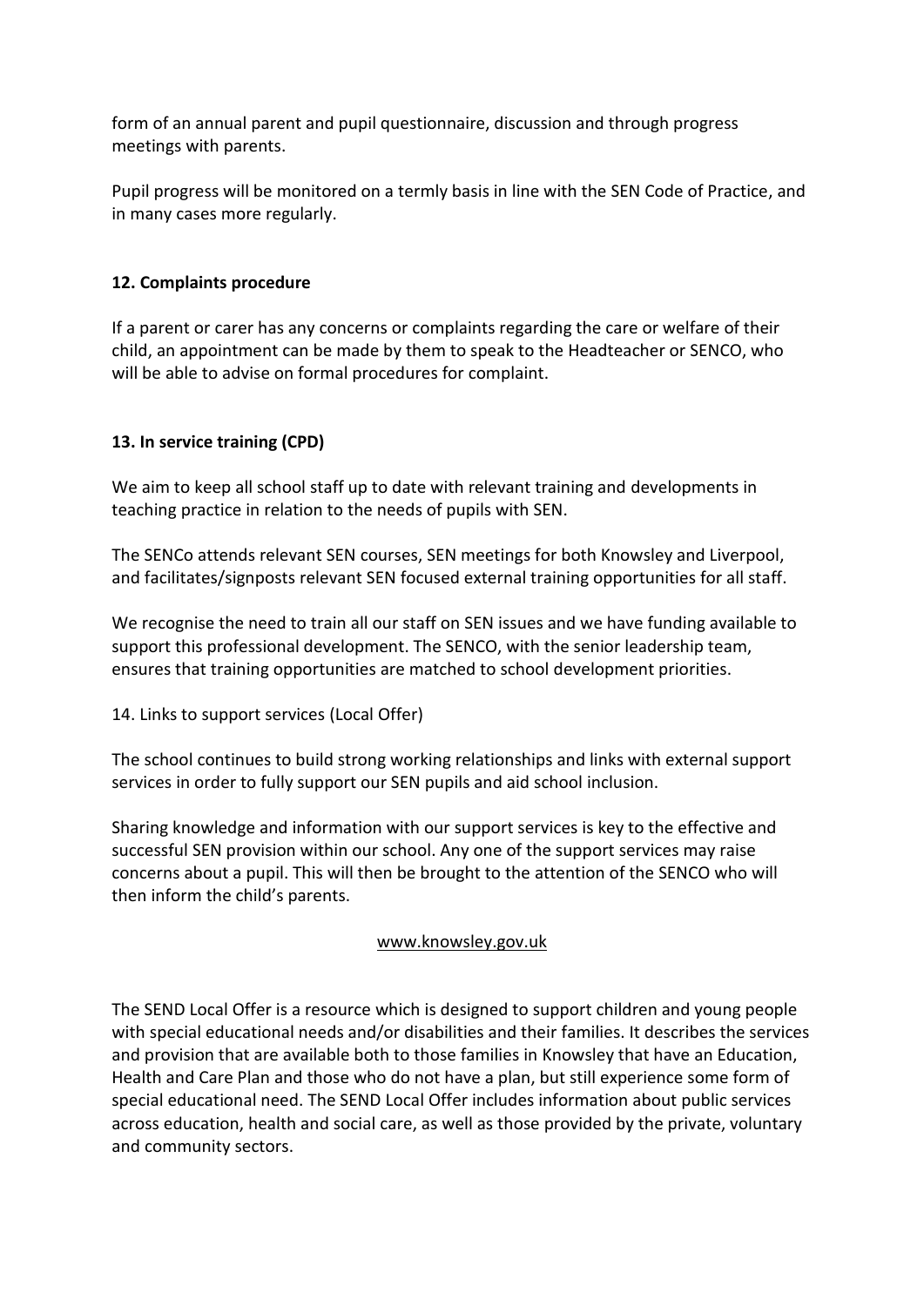form of an annual parent and pupil questionnaire, discussion and through progress meetings with parents.

Pupil progress will be monitored on a termly basis in line with the SEN Code of Practice, and in many cases more regularly.

**12. Complaints procedure**

If a parent or carer has any concerns or complaints regarding the care or welfare of their child, an appointment can be made by them to speak to the Headteacher or SENCO, who will be able to advise on formal procedures for complaint.

**13. In service training (CPD)**

We aim to keep all school staff up to date with relevant training and developments in teaching practice in relation to the needs of pupils with SEN.

The SENCo attends relevant SEN courses, SEN meetings for both Knowsley and Liverpool, and facilitates/signposts relevant SEN focused external training opportunities for all staff.

We recognise the need to train all our staff on SEN issues and we have funding available to support this professional development. The SENCO, with the senior leadership team, ensures that training opportunities are matched to school development priorities.

14. Links to support services (Local Offer)

The school continues to build strong working relationships and links with external support services in order to fully support our SEN pupils and aid school inclusion.

Sharing knowledge and information with our support services is key to the effective and successful SEN provision within our school. Any one of the support services may raise concerns about a pupil. This will then be brought to the attention of the SENCO who will then inform the child's parents.

www.knowsley.gov.uk

The SEND Local Offer is a resource which is designed to support children and young people with special educational needs and/or disabilities and their families. It describes the services and provision that are available both to those families in Knowsley that have an Education, Health and Care Plan and those who do not have a plan, but still experience some form of special educational need. The SEND Local Offer includes information about public services across education, health and social care, as well as those provided by the private, voluntary and community sectors.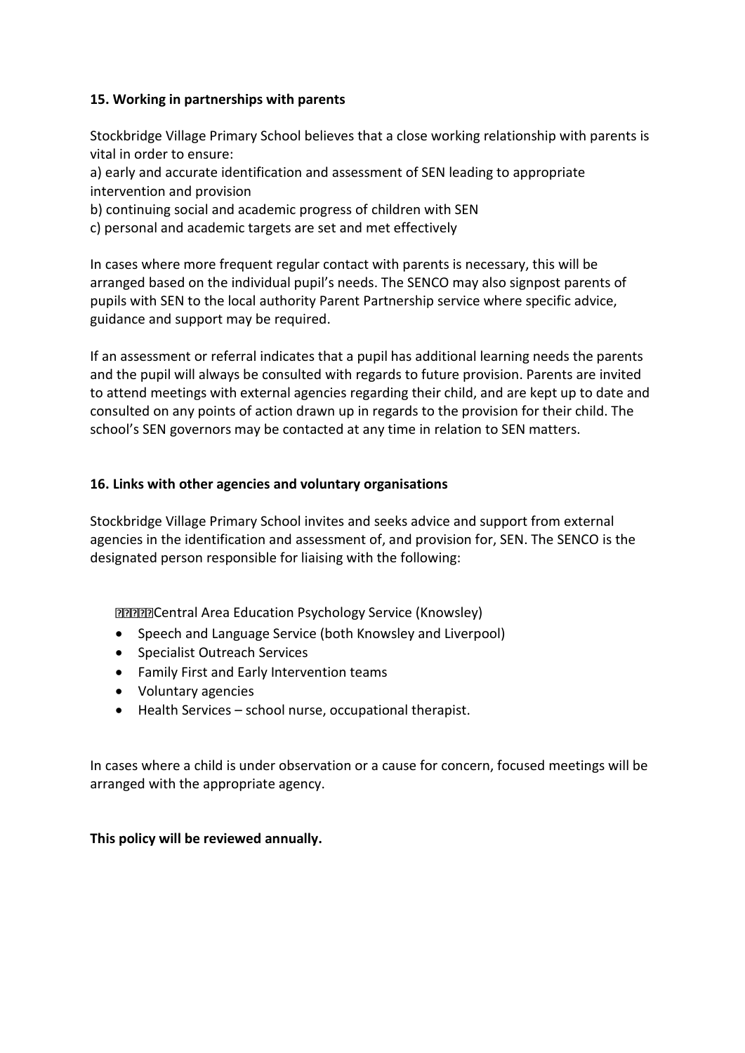## 15. Working in partnerships with parents

Stockbridge Village Primary School believes that a close working relationship with parents is vital in order to ensure:

a) early and accurate identification and assessment of SEN leading to appropriate intervention and provision
b) continuing social and academic progress of children with SEN
c) personal and academic targets are set and met effectively

In cases where more frequent regular contact with parents is necessary, this will be arranged based on the individual pupil's needs. The SENCO may also signpost parents of pupils with SEN to the local authority Parent Partnership service where specific advice, guidance and support may be required.

If an assessment or referral indicates that a pupil has additional learning needs the parents and the pupil will always be consulted with regards to future provision. Parents are invited to attend meetings with external agencies regarding their child, and are kept up to date and consulted on any points of action drawn up in regards to the provision for their child. The school's SEN governors may be contacted at any time in relation to SEN matters.

## 16. Links with other agencies and voluntary organisations

Stockbridge Village Primary School invites and seeks advice and support from external agencies in the identification and assessment of, and provision for, SEN. The SENCO is the designated person responsible for liaising with the following:

- Central Area Education Psychology Service (Knowsley)
- Speech and Language Service (both Knowsley and Liverpool)
- Specialist Outreach Services
- Family First and Early Intervention teams
- Voluntary agencies
- Health Services – school nurse, occupational therapist.

In cases where a child is under observation or a cause for concern, focused meetings will be arranged with the appropriate agency.

**This policy will be reviewed annually.**